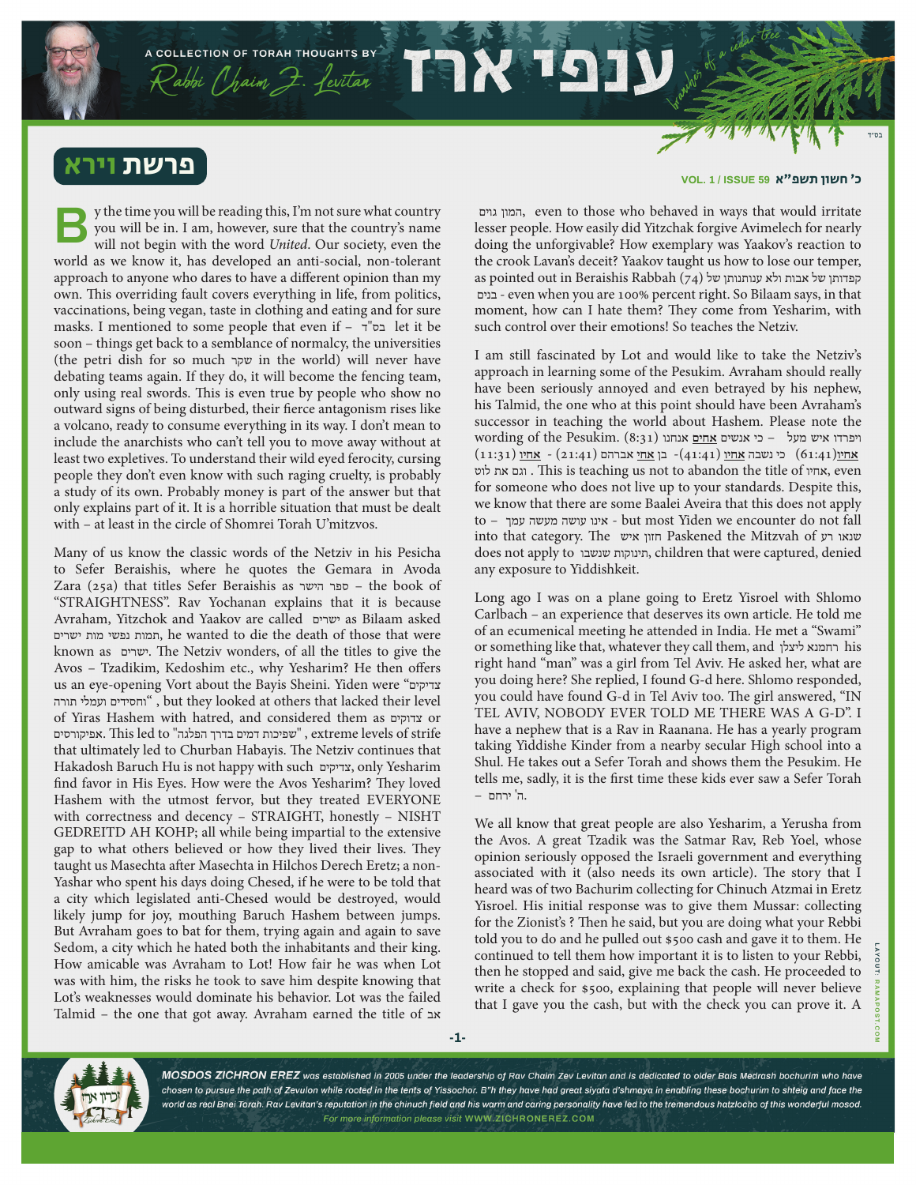# ענפי ארז

A COLLECTION OF TORAH THOUGHTS BY Rabbi Chaim Z. Levitan

## פרשת וירא

**כ' חשון תשפ"א**

By the time you will be reading this, I'm not sure what country you will be in. I am, however, sure that the country's name will not begin with the word *United*. Our society, even the world as we know it, has developed an anti-social, non-tolerant approach to anyone who dares to have a different opinion than my own. This overriding fault covers everything in life, from politics, vaccinations, being vegan, taste in clothing and eating and for sure masks. I mentioned to some people that even if – בס"ד let it be soon – things get back to a semblance of normalcy, the universities (the petri dish for so much שקר in the world) will never have debating teams again. If they do, it will become the fencing team, only using real swords. This is even true by people who show no outward signs of being disturbed, their fierce antagonism rises like a volcano, ready to consume everything in its way. I don't mean to include the anarchists who can't tell you to move away without at least two expletives. To understand their wild eyed ferocity, cursing people they don't even know with such raging cruelty, is probably a study of its own. Probably money is part of the answer but that only explains part of it. It is a horrible situation that must be dealt with – at least in the circle of Shomrei Torah U'mitzvos.

Many of us know the classic words of the Netziv in his Pesicha to Sefer Beraishis, where he quotes the Gemara in Avoda Zara (25a) that titles Sefer Beraishis as ספר הישר – the book of "STRAIGHTNESS". Rav Yochanan explains that it is because Avraham, Yitzchok and Yaakov are called ישרים as Bilaam asked תמות נפשי מות ישרים, he wanted to die the death of those that were known as ישרים. The Netziv wonders, of all the titles to give the Avos – Tzadikim, Kedoshim etc., why Yesharim? He then offers us an eye-opening Vort about the Bayis Sheini. Yiden were "צדיקים וחסידים ועמלי תורה", but they looked at others that lacked their level of Yiras Hashem with hatred, and considered them as צדוקים or אפיקורסים. This led to "שפיכות דמים בדרך הפלגה", extreme levels of strife that ultimately led to Churban Habayis. The Netziv continues that Hakadosh Baruch Hu is not happy with such צדיקים, only Yesharim find favor in His Eyes. How were the Avos Yesharim? They loved Hashem with the utmost fervor, but they treated EVERYONE with correctness and decency – STRAIGHT, honestly – NISHT GEDREITD AH KOHP; all while being impartial to the extensive gap to what others believed or how they lived their lives. They taught us Masechta after Masechta in Hilchos Derech Eretz; a non-Yashar who spent his days doing Chesed, if he were to be told that a city which legislated anti-Chesed would be destroyed, would likely jump for joy, mouthing Baruch Hashem between jumps. But Avraham goes to bat for them, trying again and again to save Sedom, a city which he hated both the inhabitants and their king. How amicable was Avraham to Lot! How fair he was when Lot was with him, the risks he took to save him despite knowing that Lot's weaknesses would dominate his behavior. Lot was the failed Talmid – the one that got away. Avraham earned the title of אב המון גוים, even to those who behaved in ways that would irritate lesser people. How easily did Yitzchak forgive Avimelech for nearly doing the unforgivable? How exemplary was Yaakov's reaction to the crook Lavan's deceit? Yaakov taught us how to lose our temper, as pointed out in Beraishis Rabbah (74) קפדונן של אבות ולא ענותנותן של בנים - even when you are 100% percent right. So Bilaam says, in that moment, how can I hate them? They come from Yesharim, with such control over their emotions! So teaches the Netziv.

I am still fascinated by Lot and would like to take the Netziv's approach in learning some of the Pesukim. Avraham should really have been seriously annoyed and even betrayed by his nephew, his Talmid, the one who at this point should have been Avraham's successor in teaching the world about Hashem. Please note the wording of the Pesukim. (8:31) כי אנשים אחים אנחנו – ויפרדו איש מעל אחיו(61:41) כי נשבה אחיו (41:41)- בן אחי אברהם (21:41) - אחיו (11:31) וגם את לוט. This is teaching us not to abandon the title of אח, even for someone who does not live up to your standards. Despite this, we know that there are some Baalei Aveira that this does not apply to – אינו עושה מעשה עמך - but most Yiden we encounter do not fall into that category. The חזון איש Paskened the Mitzvah of שנאו רע does not apply to תינוקות שנשבו, children that were captured, denied any exposure to Yiddishkeit.

Long ago I was on a plane going to Eretz Yisroel with Shlomo Carlbach – an experience that deserves its own article. He told me of an ecumenical meeting he attended in India. He met a "Swami" or something like that, whatever they call them, and רחמנא ליצלן his right hand "man" was a girl from Tel Aviv. He asked her, what are you doing here? She replied, I found G-d here. Shlomo responded, you could have found G-d in Tel Aviv too. The girl answered, "IN TEL AVIV, NOBODY EVER TOLD ME THERE WAS A G-D". I have a nephew that is a Rav in Raanana. He has a yearly program taking Yiddishe Kinder from a nearby secular High school into a Shul. He takes out a Sefer Torah and shows them the Pesukim. He tells me, sadly, it is the first time these kids ever saw a Sefer Torah – ה' ירחם.

We all know that great people are also Yesharim, a Yerusha from the Avos. A great Tzadik was the Satmar Rav, Reb Yoel, whose opinion seriously opposed the Israeli government and everything associated with it (also needs its own article). The story that I heard was of two Bachurim collecting for Chinuch Atzmai in Eretz Yisroel. His initial response was to give them Mussar: collecting for the Zionist's ? Then he said, but you are doing what your Rebbi told you to do and he pulled out $500 cash and gave it to them. He continued to tell them how important it is to listen to your Rebbi, then he stopped and said, give me back the cash. He proceeded to write a check for $500, explaining that people will never believe that I gave you the cash, but with the check you can prove it. A

*MOSDOS ZICHRON EREZ was established in 2005 under the leadership of Rav Chaim Zev Levitan and is dedicated to older Bais Medrash bochurim who have chosen to pursue the path of Zevulon while rooted in the tents of Yissochor. B"h they have had great siyata d'shmaya in enabling these bochurim to shteig and face the world as real Bnei Torah. Rav Levitan's reputation in the chinuch field and his warm and caring personality have led to the tremendous hatzlocho of this wonderful mosod.*

For more information please visit WWW.ZICHRONEREZ.COM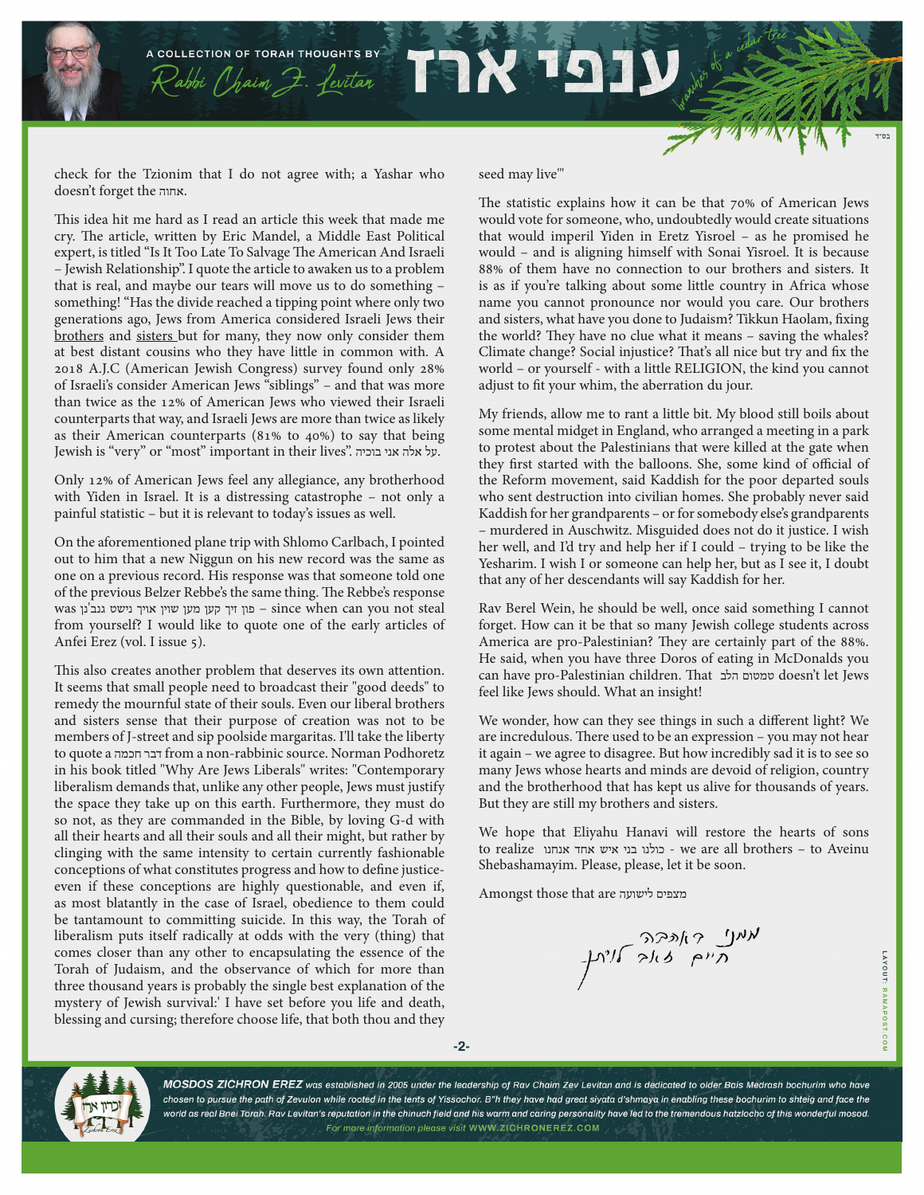check for the Tzionim that I do not agree with; a Yashar who doesn't forget the אחוה.

This idea hit me hard as I read an article this week that made me cry. The article, written by Eric Mandel, a Middle East Political expert, is titled "Is It Too Late To Salvage The American And Israeli – Jewish Relationship". I quote the article to awaken us to a problem that is real, and maybe our tears will move us to do something – something! "Has the divide reached a tipping point where only two generations ago, Jews from America considered Israeli Jews their brothers and sisters but for many, they now only consider them at best distant cousins who they have little in common with. A 2018 A.J.C (American Jewish Congress) survey found only 28% of Israeli's consider American Jews "siblings" – and that was more than twice as the 12% of American Jews who viewed their Israeli counterparts that way, and Israeli Jews are more than twice as likely as their American counterparts (81% to 40%) to say that being Jewish is "very" or "most" important in their lives". על אלה אני בוכיה.

Only 12% of American Jews feel any allegiance, any brotherhood with Yiden in Israel. It is a distressing catastrophe – not only a painful statistic – but it is relevant to today's issues as well.

On the aforementioned plane trip with Shlomo Carlbach, I pointed out to him that a new Niggun on his new record was the same as one on a previous record. His response was that someone told one of the previous Belzer Rebbe's the same thing. The Rebbe's response was פון זיך קען מען שוין אויך נישט גנב'ן – since when can you not steal from yourself? I would like to quote one of the early articles of Anfei Erez (vol. I issue 5).

This also creates another problem that deserves its own attention. It seems that small people need to broadcast their "good deeds" to remedy the mournful state of their souls. Even our liberal brothers and sisters sense that their purpose of creation was not to be members of J-street and sip poolside margaritas. I'll take the liberty to quote a דבר חכמה from a non-rabbinic source. Norman Podhoretz in his book titled "Why Are Jews Liberals" writes: "Contemporary liberalism demands that, unlike any other people, Jews must justify the space they take up on this earth. Furthermore, they must do so not, as they are commanded in the Bible, by loving G-d with all their hearts and all their souls and all their might, but rather by clinging with the same intensity to certain currently fashionable conceptions of what constitutes progress and how to define justice-even if these conceptions are highly questionable, and even if, as most blatantly in the case of Israel, obedience to them could be tantamount to committing suicide. In this way, the Torah of liberalism puts itself radically at odds with the very (thing) that comes closer than any other to encapsulating the essence of the Torah of Judaism, and the observance of which for more than three thousand years is probably the single best explanation of the mystery of Jewish survival:' I have set before you life and death, blessing and cursing; therefore choose life, that both thou and they seed may live'"

The statistic explains how it can be that 70% of American Jews would vote for someone, who, undoubtedly would create situations that would imperil Yiden in Eretz Yisroel – as he promised he would – and is aligning himself with Sonai Yisroel. It is because 88% of them have no connection to our brothers and sisters. It is as if you're talking about some little country in Africa whose name you cannot pronounce nor would you care. Our brothers and sisters, what have you done to Judaism? Tikkun Haolam, fixing the world? They have no clue what it means – saving the whales? Climate change? Social injustice? That's all nice but try and fix the world – or yourself - with a little RELIGION, the kind you cannot adjust to fit your whim, the aberration du jour.

My friends, allow me to rant a little bit. My blood still boils about some mental midget in England, who arranged a meeting in a park to protest about the Palestinians that were killed at the gate when they first started with the balloons. She, some kind of official of the Reform movement, said Kaddish for the poor departed souls who sent destruction into civilian homes. She probably never said Kaddish for her grandparents – or for somebody else's grandparents – murdered in Auschwitz. Misguided does not do it justice. I wish her well, and I'd try and help her if I could – trying to be like the Yesharim. I wish I or someone can help her, but as I see it, I doubt that any of her descendants will say Kaddish for her.

Rav Berel Wein, he should be well, once said something I cannot forget. How can it be that so many Jewish college students across America are pro-Palestinian? They are certainly part of the 88%. He said, when you have three Doros of eating in McDonalds you can have pro-Palestinian children. That טמטום הלב doesn't let Jews feel like Jews should. What an insight!

We wonder, how can they see things in such a different light? We are incredulous. There used to be an expression – you may not hear it again – we agree to disagree. But how incredibly sad it is to see so many Jews whose hearts and minds are devoid of religion, country and the brotherhood that has kept us alive for thousands of years. But they are still my brothers and sisters.

We hope that Eliyahu Hanavi will restore the hearts of sons to realize כולנו בני איש אחד אנחנו - we are all brothers – to Aveinu Shebashamayim. Please, please, let it be soon.

Amongst those that are מצפים לישועה

מאני דואהבה
חיים זאב לויטן

**MOSDOS ZICHRON EREZ** was established in 2005 under the leadership of Rav Chaim Zev Levitan and is dedicated to older Bais Medrash bochurim who have chosen to pursue the path of Zevulon while rooted in the tents of Yissochor. B"h they have had great siyata d'shmaya in enabling these bochurim to shteig and face the world as real Bnei Torah. Rav Levitan's reputation in the chinuch field and his warm and caring personality have led to the tremendous hatzlocho of this wonderful mosod. For more information please visit WWW.ZICHRONEREZ.COM